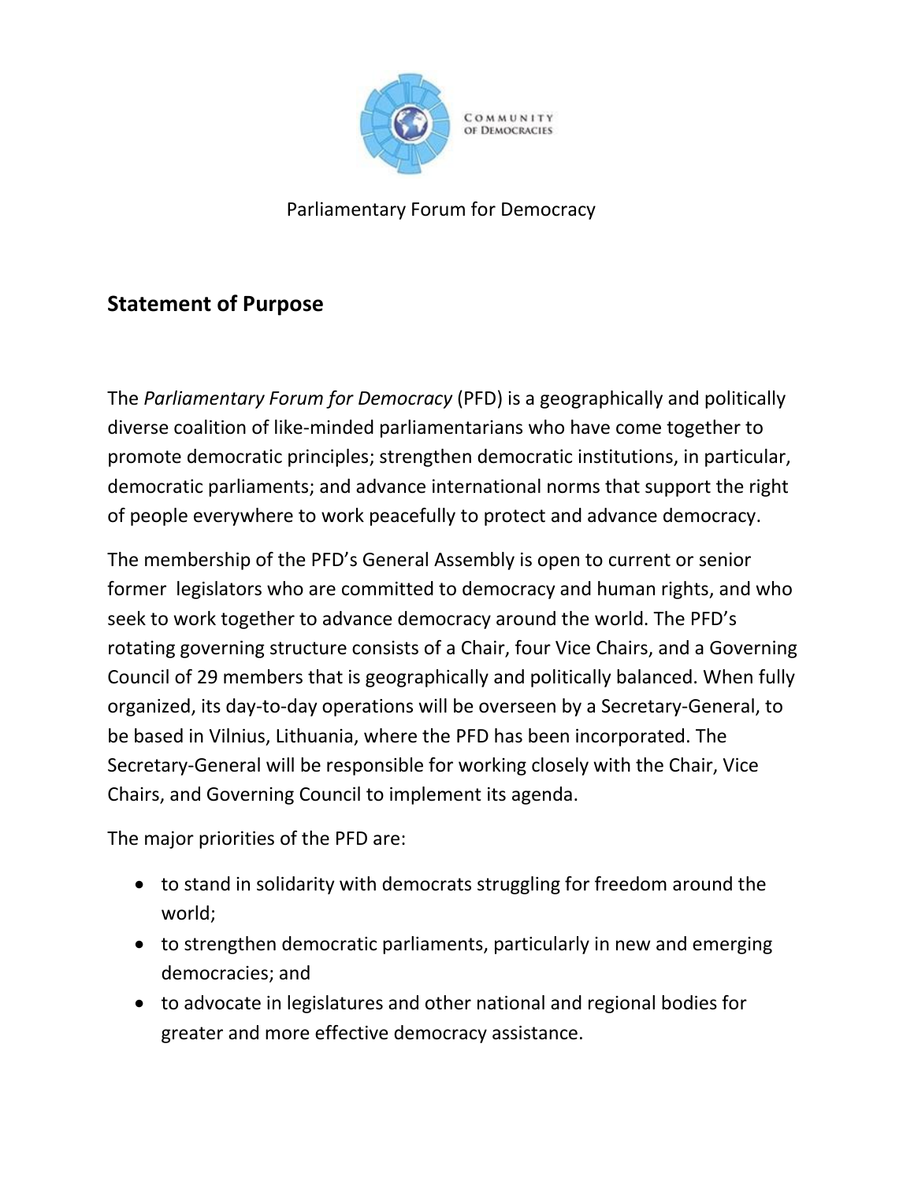COMMUNITY OF DEMOCRACIES

Parliamentary Forum for Democracy

## Statement of Purpose

The *Parliamentary Forum for Democracy* (PFD) is a geographically and politically diverse coalition of like-minded parliamentarians who have come together to promote democratic principles; strengthen democratic institutions, in particular, democratic parliaments; and advance international norms that support the right of people everywhere to work peacefully to protect and advance democracy.

The membership of the PFD's General Assembly is open to current or senior former legislators who are committed to democracy and human rights, and who seek to work together to advance democracy around the world. The PFD's rotating governing structure consists of a Chair, four Vice Chairs, and a Governing Council of 29 members that is geographically and politically balanced. When fully organized, its day-to-day operations will be overseen by a Secretary-General, to be based in Vilnius, Lithuania, where the PFD has been incorporated. The Secretary-General will be responsible for working closely with the Chair, Vice Chairs, and Governing Council to implement its agenda.

The major priorities of the PFD are:

- to stand in solidarity with democrats struggling for freedom around the world;
- to strengthen democratic parliaments, particularly in new and emerging democracies; and
- to advocate in legislatures and other national and regional bodies for greater and more effective democracy assistance.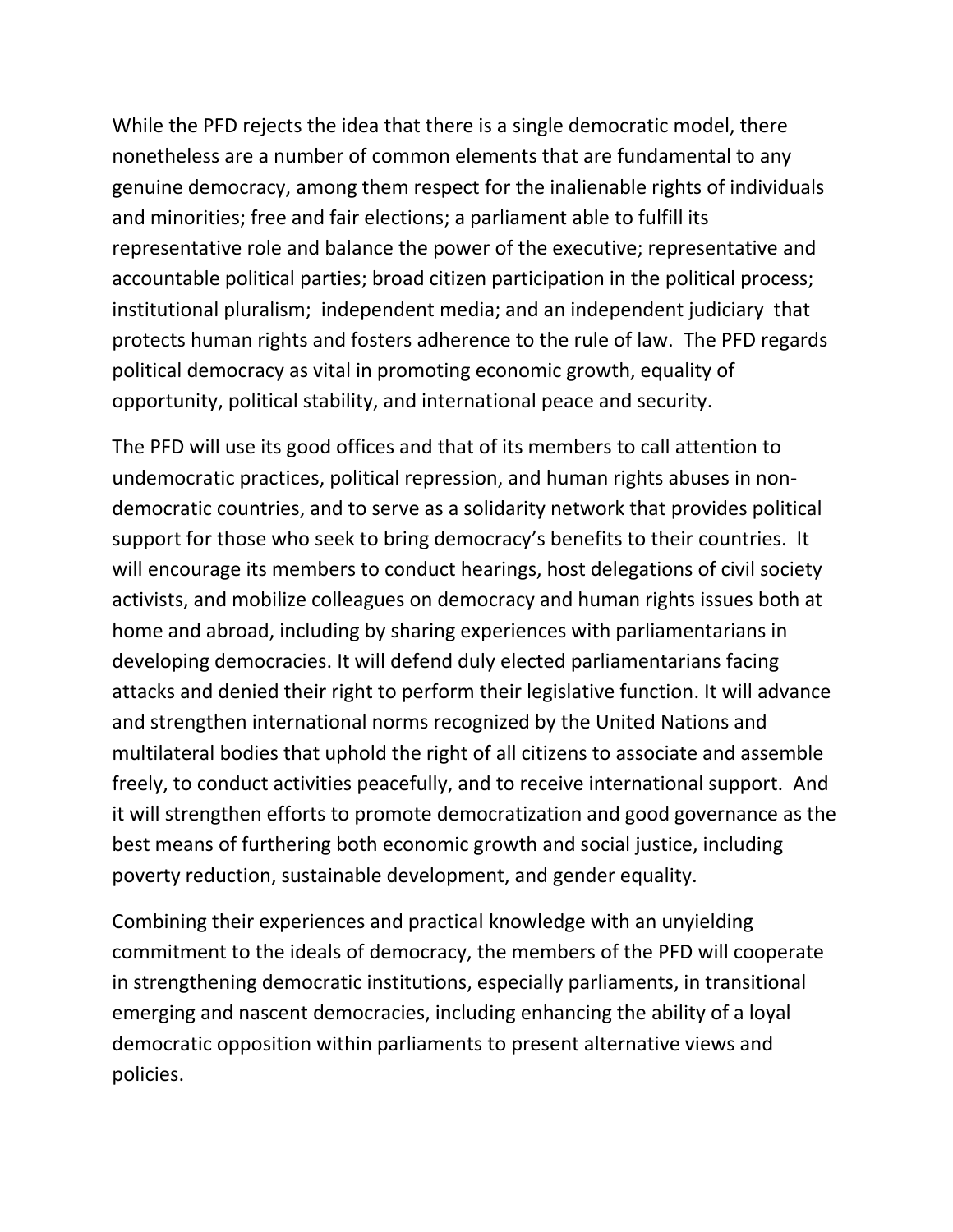While the PFD rejects the idea that there is a single democratic model, there nonetheless are a number of common elements that are fundamental to any genuine democracy, among them respect for the inalienable rights of individuals and minorities; free and fair elections; a parliament able to fulfill its representative role and balance the power of the executive; representative and accountable political parties; broad citizen participation in the political process; institutional pluralism; independent media; and an independent judiciary that protects human rights and fosters adherence to the rule of law. The PFD regards political democracy as vital in promoting economic growth, equality of opportunity, political stability, and international peace and security.

The PFD will use its good offices and that of its members to call attention to undemocratic practices, political repression, and human rights abuses in non-democratic countries, and to serve as a solidarity network that provides political support for those who seek to bring democracy's benefits to their countries. It will encourage its members to conduct hearings, host delegations of civil society activists, and mobilize colleagues on democracy and human rights issues both at home and abroad, including by sharing experiences with parliamentarians in developing democracies. It will defend duly elected parliamentarians facing attacks and denied their right to perform their legislative function. It will advance and strengthen international norms recognized by the United Nations and multilateral bodies that uphold the right of all citizens to associate and assemble freely, to conduct activities peacefully, and to receive international support. And it will strengthen efforts to promote democratization and good governance as the best means of furthering both economic growth and social justice, including poverty reduction, sustainable development, and gender equality.

Combining their experiences and practical knowledge with an unyielding commitment to the ideals of democracy, the members of the PFD will cooperate in strengthening democratic institutions, especially parliaments, in transitional emerging and nascent democracies, including enhancing the ability of a loyal democratic opposition within parliaments to present alternative views and policies.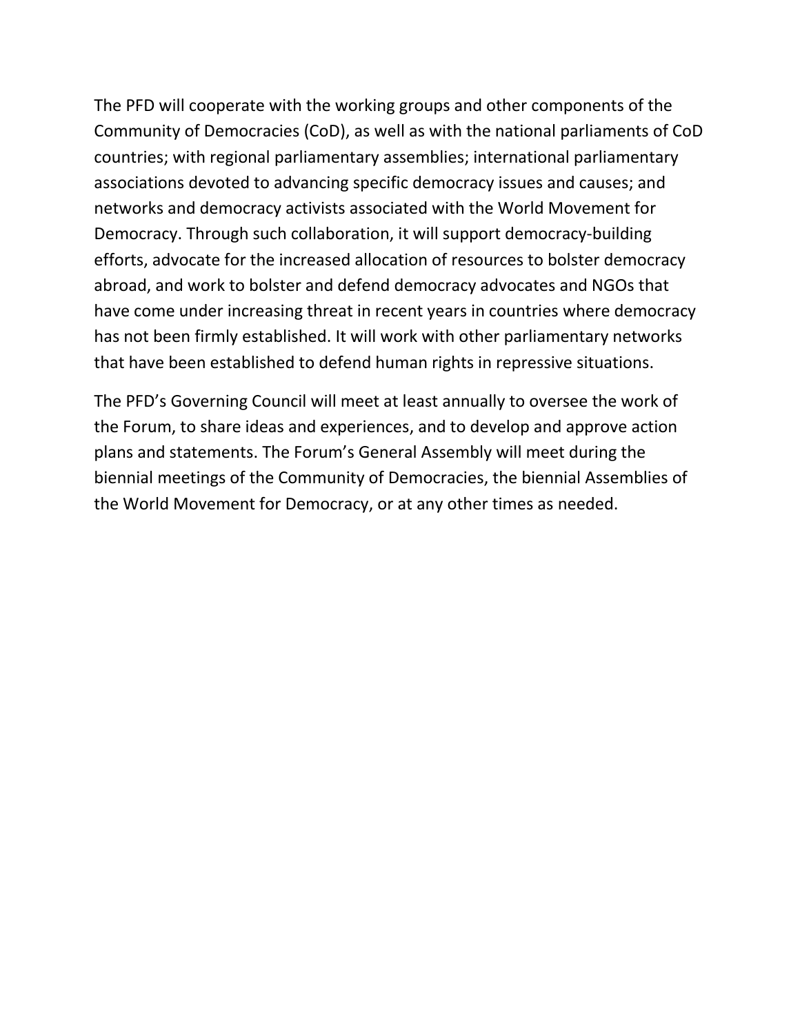The PFD will cooperate with the working groups and other components of the Community of Democracies (CoD), as well as with the national parliaments of CoD countries; with regional parliamentary assemblies; international parliamentary associations devoted to advancing specific democracy issues and causes; and networks and democracy activists associated with the World Movement for Democracy. Through such collaboration, it will support democracy-building efforts, advocate for the increased allocation of resources to bolster democracy abroad, and work to bolster and defend democracy advocates and NGOs that have come under increasing threat in recent years in countries where democracy has not been firmly established. It will work with other parliamentary networks that have been established to defend human rights in repressive situations.

The PFD's Governing Council will meet at least annually to oversee the work of the Forum, to share ideas and experiences, and to develop and approve action plans and statements. The Forum's General Assembly will meet during the biennial meetings of the Community of Democracies, the biennial Assemblies of the World Movement for Democracy, or at any other times as needed.